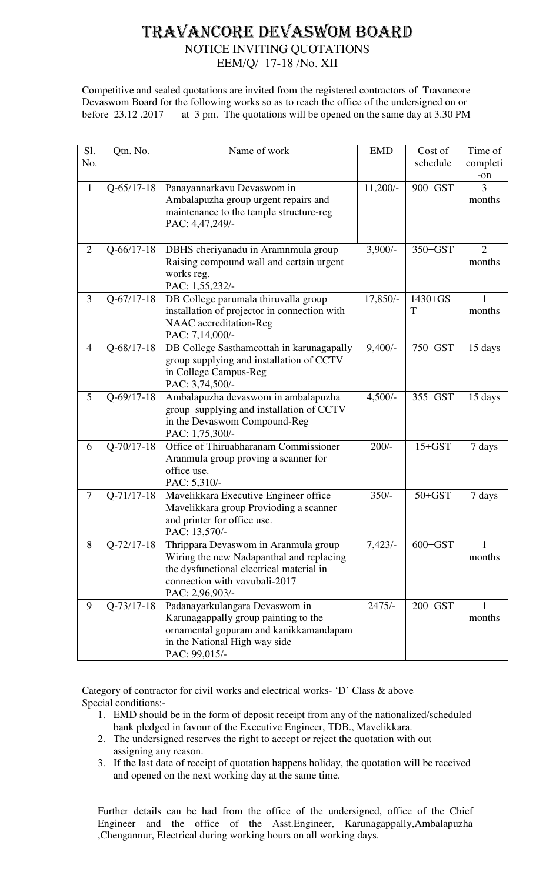# TRAVANCORE DEVASWOM BOARD

## NOTICE INVITING QUOTATIONS

### EEM/Q/ 17-18 /No. XII

Competitive and sealed quotations are invited from the registered contractors of Travancore Devaswom Board for the following works so as to reach the office of the undersigned on or before 23.12 .2017 at 3 pm. The quotations will be opened on the same day at 3.30 PM

| Sl. No. | Qtn. No. | Name of work | EMD | Cost of schedule | Time of completion |
|---|---|---|---|---|---|
| 1 | Q-65/17-18 | Panayannarkavu Devaswom in Ambalapuzha group urgent repairs and maintenance to the temple structure-reg PAC: 4,47,249/- | 11,200/- | 900+GST | 3 months |
| 2 | Q-66/17-18 | DBHS cheriyanadu in Aramnmula group Raising compound wall and certain urgent works reg. PAC: 1,55,232/- | 3,900/- | 350+GST | 2 months |
| 3 | Q-67/17-18 | DB College parumala thiruvalla group installation of projector in connection with NAAC accreditation-Reg PAC: 7,14,000/- | 17,850/- | 1430+GST | 1 months |
| 4 | Q-68/17-18 | DB College Sasthamcottah in karunagapally group supplying and installation of CCTV in College Campus-Reg PAC: 3,74,500/- | 9,400/- | 750+GST | 15 days |
| 5 | Q-69/17-18 | Ambalapuzha devaswom in ambalapuzha group supplying and installation of CCTV in the Devaswom Compound-Reg PAC: 1,75,300/- | 4,500/- | 355+GST | 15 days |
| 6 | Q-70/17-18 | Office of Thiruabharanam Commissioner Aranmula group proving a scanner for office use. PAC: 5,310/- | 200/- | 15+GST | 7 days |
| 7 | Q-71/17-18 | Mavelikkara Executive Engineer office Mavelikkara group Provioding a scanner and printer for office use. PAC: 13,570/- | 350/- | 50+GST | 7 days |
| 8 | Q-72/17-18 | Thrippara Devaswom in Aranmula group Wiring the new Nadapanthal and replacing the dysfunctional electrical material in connection with vavubali-2017 PAC: 2,96,903/- | 7,423/- | 600+GST | 1 months |
| 9 | Q-73/17-18 | Padanayarkulangara Devaswom in Karunagappally group painting to the ornamental gopuram and kanikkamandapam in the National High way side PAC: 99,015/- | 2475/- | 200+GST | 1 months |

Category of contractor for civil works and electrical works- 'D' Class & above

Special conditions:-

1. EMD should be in the form of deposit receipt from any of the nationalized/scheduled bank pledged in favour of the Executive Engineer, TDB., Mavelikkara.
2. The undersigned reserves the right to accept or reject the quotation with out assigning any reason.
3. If the last date of receipt of quotation happens holiday, the quotation will be received and opened on the next working day at the same time.

Further details can be had from the office of the undersigned, office of the Chief Engineer and the office of the Asst.Engineer, Karunagappally,Ambalapuzha ,Chengannur, Electrical during working hours on all working days.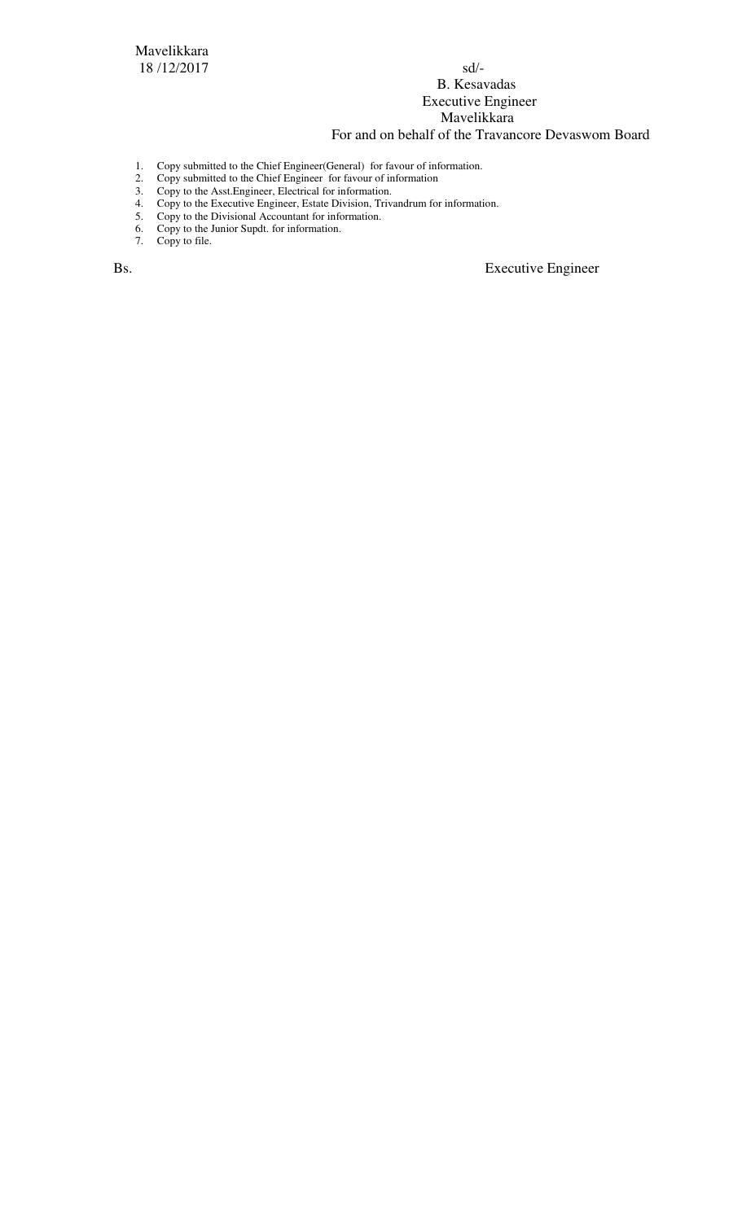Mavelikkara
18 /12/2017

sd/-
B. Kesavadas
Executive Engineer
Mavelikkara
For and on behalf of the Travancore Devaswom Board

1. Copy submitted to the Chief Engineer(General) for favour of information.
2. Copy submitted to the Chief Engineer for favour of information
3. Copy to the Asst.Engineer, Electrical for information.
4. Copy to the Executive Engineer, Estate Division, Trivandrum for information.
5. Copy to the Divisional Accountant for information.
6. Copy to the Junior Supdt. for information.
7. Copy to file.

Bs.

Executive Engineer